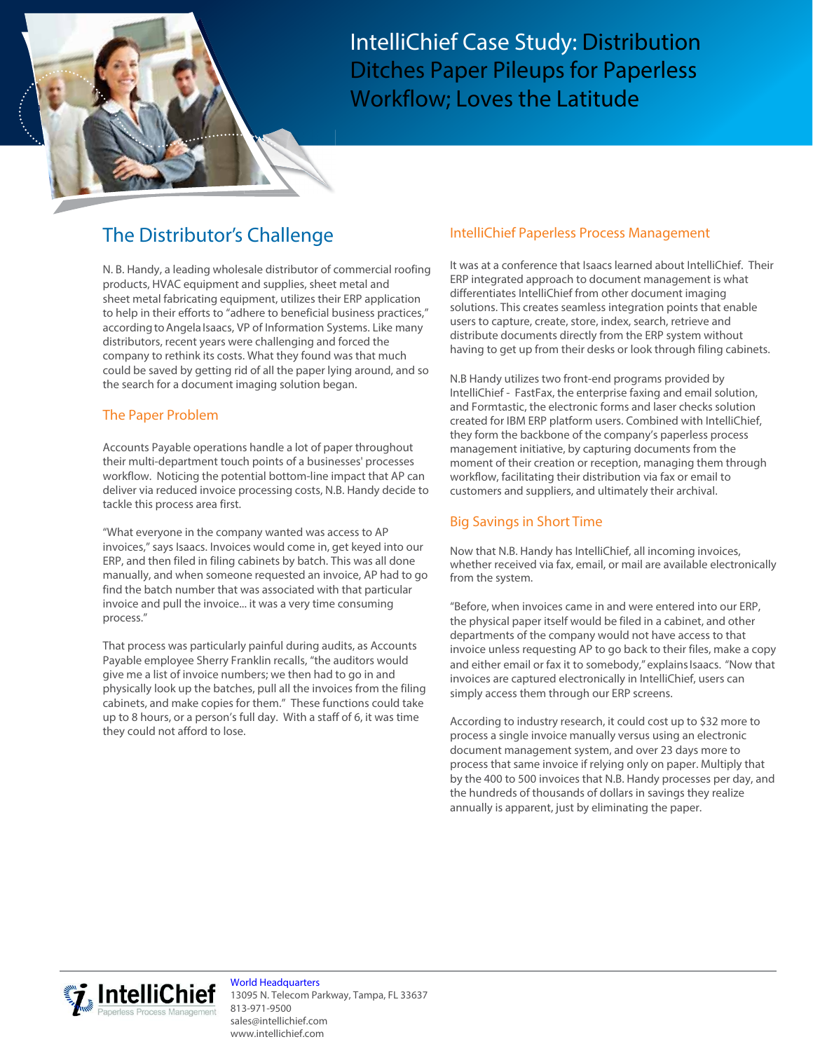# IntelliChief Case Study: Distribution Ditches Paper Pileups for Paperless Workflow; Loves the Latitude

## The Distributor's Challenge

N. B. Handy, a leading wholesale distributor of commercial roofing products, HVAC equipment and supplies, sheet metal and sheet metal fabricating equipment, utilizes their ERP application to help in their efforts to "adhere to beneficial business practices," according to Angela Isaacs, VP of Information Systems. Like many distributors, recent years were challenging and forced the company to rethink its costs. What they found was that much could be saved by getting rid of all the paper lying around, and so the search for a document imaging solution began.

### The Paper Problem

Accounts Payable operations handle a lot of paper throughout their multi-department touch points of a businesses' processes workflow. Noticing the potential bottom-line impact that AP can deliver via reduced invoice processing costs, N.B. Handy decide to tackle this process area first.

"What everyone in the company wanted was access to AP invoices," says Isaacs. Invoices would come in, get keyed into our ERP, and then filed in filing cabinets by batch. This was all done manually, and when someone requested an invoice, AP had to go find the batch number that was associated with that particular invoice and pull the invoice... it was a very time consuming process."

That process was particularly painful during audits, as Accounts Payable employee Sherry Franklin recalls, "the auditors would give me a list of invoice numbers; we then had to go in and physically look up the batches, pull all the invoices from the filing cabinets, and make copies for them." These functions could take up to 8 hours, or a person's full day. With a staff of 6, it was time they could not afford to lose.

### IntelliChief Paperless Process Management

It was at a conference that Isaacs learned about IntelliChief. Their ERP integrated approach to document management is what differentiates IntelliChief from other document imaging solutions. This creates seamless integration points that enable users to capture, create, store, index, search, retrieve and distribute documents directly from the ERP system without having to get up from their desks or look through filing cabinets.

N.B Handy utilizes two front-end programs provided by IntelliChief - FastFax, the enterprise faxing and email solution, and Formtastic, the electronic forms and laser checks solution created for IBM ERP platform users. Combined with IntelliChief, they form the backbone of the company's paperless process management initiative, by capturing documents from the moment of their creation or reception, managing them through workflow, facilitating their distribution via fax or email to customers and suppliers, and ultimately their archival.

### Big Savings in Short Time

Now that N.B. Handy has IntelliChief, all incoming invoices, whether received via fax, email, or mail are available electronically from the system.

"Before, when invoices came in and were entered into our ERP, the physical paper itself would be filed in a cabinet, and other departments of the company would not have access to that invoice unless requesting AP to go back to their files, make a copy and either email or fax it to somebody," explains Isaacs. "Now that invoices are captured electronically in IntelliChief, users can simply access them through our ERP screens.

According to industry research, it could cost up to $32 more to process a single invoice manually versus using an electronic document management system, and over 23 days more to process that same invoice if relying only on paper. Multiply that by the 400 to 500 invoices that N.B. Handy processes per day, and the hundreds of thousands of dollars in savings they realize annually is apparent, just by eliminating the paper.

IntelliChief
Paperless Process Management

World Headquarters
13095 N. Telecom Parkway, Tampa, FL 33637
813-971-9500
sales@intellichief.com
www.intellichief.com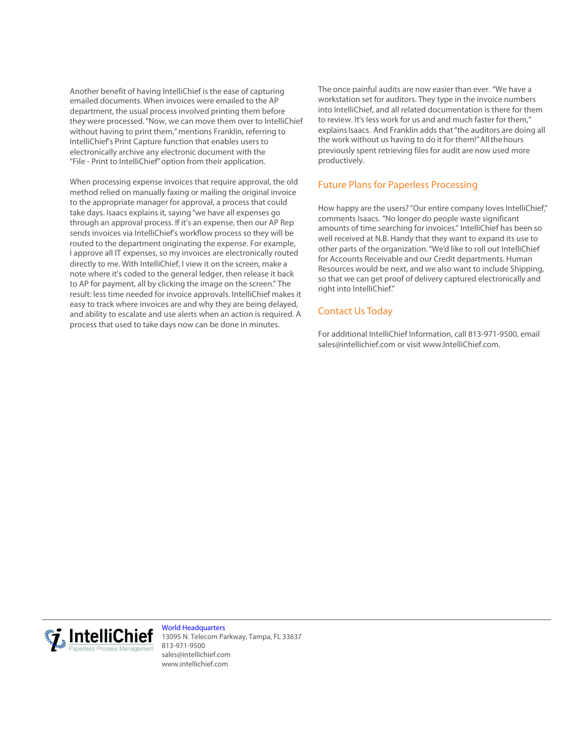Another benefit of having IntelliChief is the ease of capturing emailed documents. When invoices were emailed to the AP department, the usual process involved printing them before they were processed. "Now, we can move them over to IntelliChief without having to print them," mentions Franklin, referring to IntelliChief's Print Capture function that enables users to electronically archive any electronic document with the "File - Print to IntelliChief" option from their application.

When processing expense invoices that require approval, the old method relied on manually faxing or mailing the original invoice to the appropriate manager for approval, a process that could take days. Isaacs explains it, saying "we have all expenses go through an approval process. If it's an expense, then our AP Rep sends invoices via IntelliChief's workflow process so they will be routed to the department originating the expense. For example, I approve all IT expenses, so my invoices are electronically routed directly to me. With IntelliChief, I view it on the screen, make a note where it's coded to the general ledger, then release it back to AP for payment, all by clicking the image on the screen." The result: less time needed for invoice approvals. IntelliChief makes it easy to track where invoices are and why they are being delayed, and ability to escalate and use alerts when an action is required. A process that used to take days now can be done in minutes.

The once painful audits are now easier than ever. "We have a workstation set for auditors. They type in the invoice numbers into IntelliChief, and all related documentation is there for them to review. It's less work for us and and much faster for them," explains Isaacs. And Franklin adds that "the auditors are doing all the work without us having to do it for them!" All the hours previously spent retrieving files for audit are now used more productively.

## Future Plans for Paperless Processing

How happy are the users? "Our entire company loves IntelliChief," comments Isaacs. "No longer do people waste significant amounts of time searching for invoices." IntelliChief has been so well received at N.B. Handy that they want to expand its use to other parts of the organization. "We'd like to roll out IntelliChief for Accounts Receivable and our Credit departments. Human Resources would be next, and we also want to include Shipping, so that we can get proof of delivery captured electronically and right into IntelliChief."

## Contact Us Today

For additional IntelliChief Information, call 813-971-9500, email sales@intellichief.com or visit www.IntelliChief.com.

IntelliChief
Paperless Process Management

World Headquarters
13095 N. Telecom Parkway, Tampa, FL 33637
813-971-9500
sales@intellichief.com
www.intellichief.com